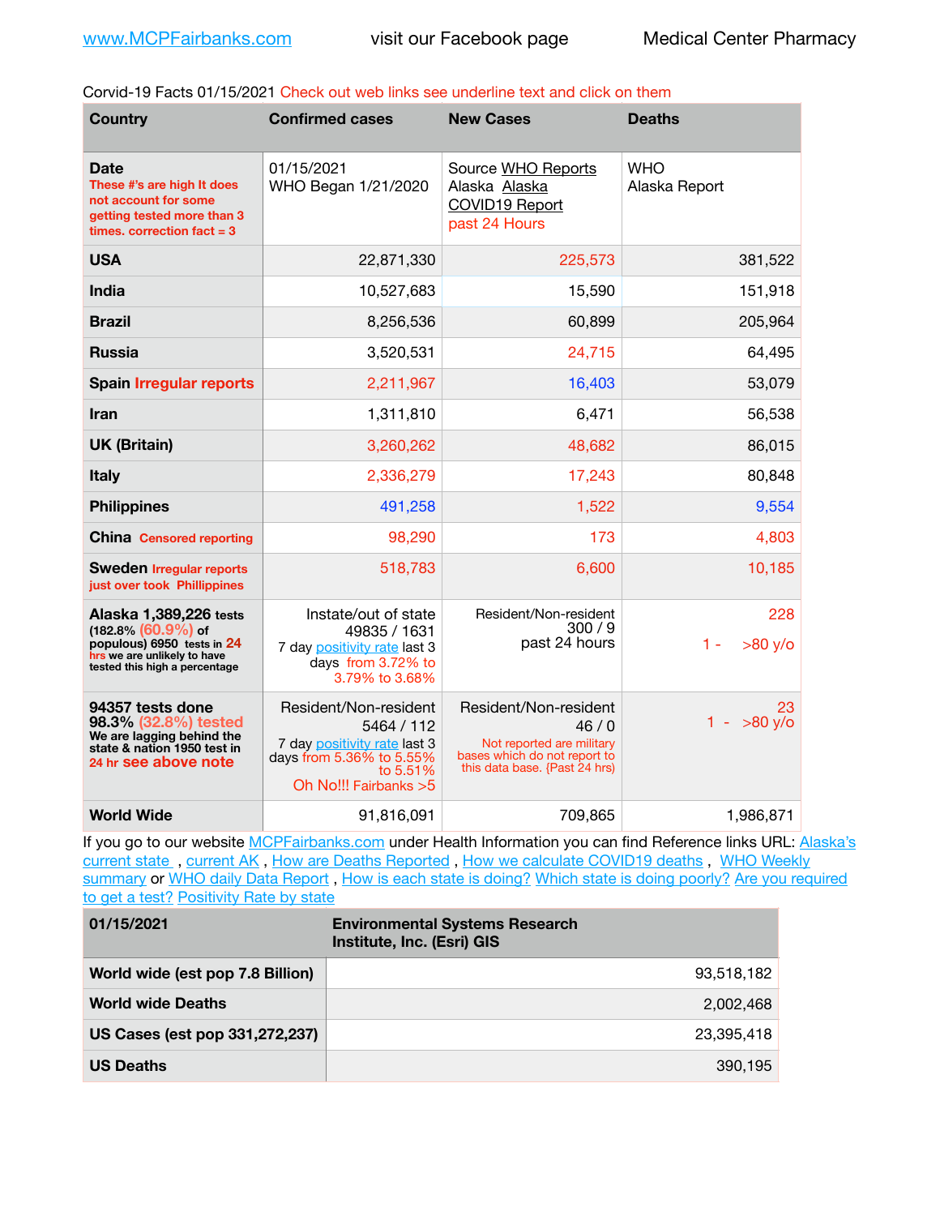www.MCPFairbanks.com    visit our Facebook page    Medical Center Pharmacy

Corvid-19 Facts 01/15/2021 Check out web links see underline text and click on them

| Country | Confirmed cases | New Cases | Deaths |
|---|---|---|---|
| **Date** These #'s are high It does not account for some getting tested more than 3 times. correction fact = 3 | 01/15/2021 WHO Began 1/21/2020 | Source WHO Reports Alaska Alaska COVID19 Report past 24 Hours | WHO Alaska Report |
| **USA** | 22,871,330 | 225,573 | 381,522 |
| **India** | 10,527,683 | 15,590 | 151,918 |
| **Brazil** | 8,256,536 | 60,899 | 205,964 |
| **Russia** | 3,520,531 | 24,715 | 64,495 |
| **Spain** Irregular reports | 2,211,967 | 16,403 | 53,079 |
| **Iran** | 1,311,810 | 6,471 | 56,538 |
| **UK (Britain)** | 3,260,262 | 48,682 | 86,015 |
| **Italy** | 2,336,279 | 17,243 | 80,848 |
| **Philippines** | 491,258 | 1,522 | 9,554 |
| **China** Censored reporting | 98,290 | 173 | 4,803 |
| **Sweden** Irregular reports just over took Phillippines | 518,783 | 6,600 | 10,185 |
| **Alaska 1,389,226** tests (182.8% (60.9%) of populous) 6950 tests in 24 hrs we are unlikely to have tested this high a percentage | Instate/out of state 49835 / 1631 7 day positivity rate last 3 days from 3.72% to 3.79% to 3.68% | Resident/Non-resident 300 / 9 past 24 hours | 228 1 - >80 y/o |
| **94357 tests done 98.3%** (32.8%) tested We are lagging behind the state & nation 1950 test in 24 hr see above note | Resident/Non-resident 5464 / 112 7 day positivity rate last 3 days from 5.36% to 5.55% to 5.51% Oh No!!! Fairbanks >5 | Resident/Non-resident 46 / 0 Not reported are military bases which do not report to this data base. {Past 24 hrs) | 23 1 - >80 y/o |
| **World Wide** | 91,816,091 | 709,865 | 1,986,871 |

If you go to our website MCPFairbanks.com under Health Information you can find Reference links URL: Alaska's current state , current AK , How are Deaths Reported , How we calculate COVID19 deaths , WHO Weekly summary or WHO daily Data Report , How is each state is doing? Which state is doing poorly? Are you required to get a test? Positivity Rate by state

| 01/15/2021 | Environmental Systems Research Institute, Inc. (Esri) GIS |
|---|---|
| **World wide (est pop 7.8 Billion)** | 93,518,182 |
| **World wide Deaths** | 2,002,468 |
| **US Cases (est pop 331,272,237)** | 23,395,418 |
| **US Deaths** | 390,195 |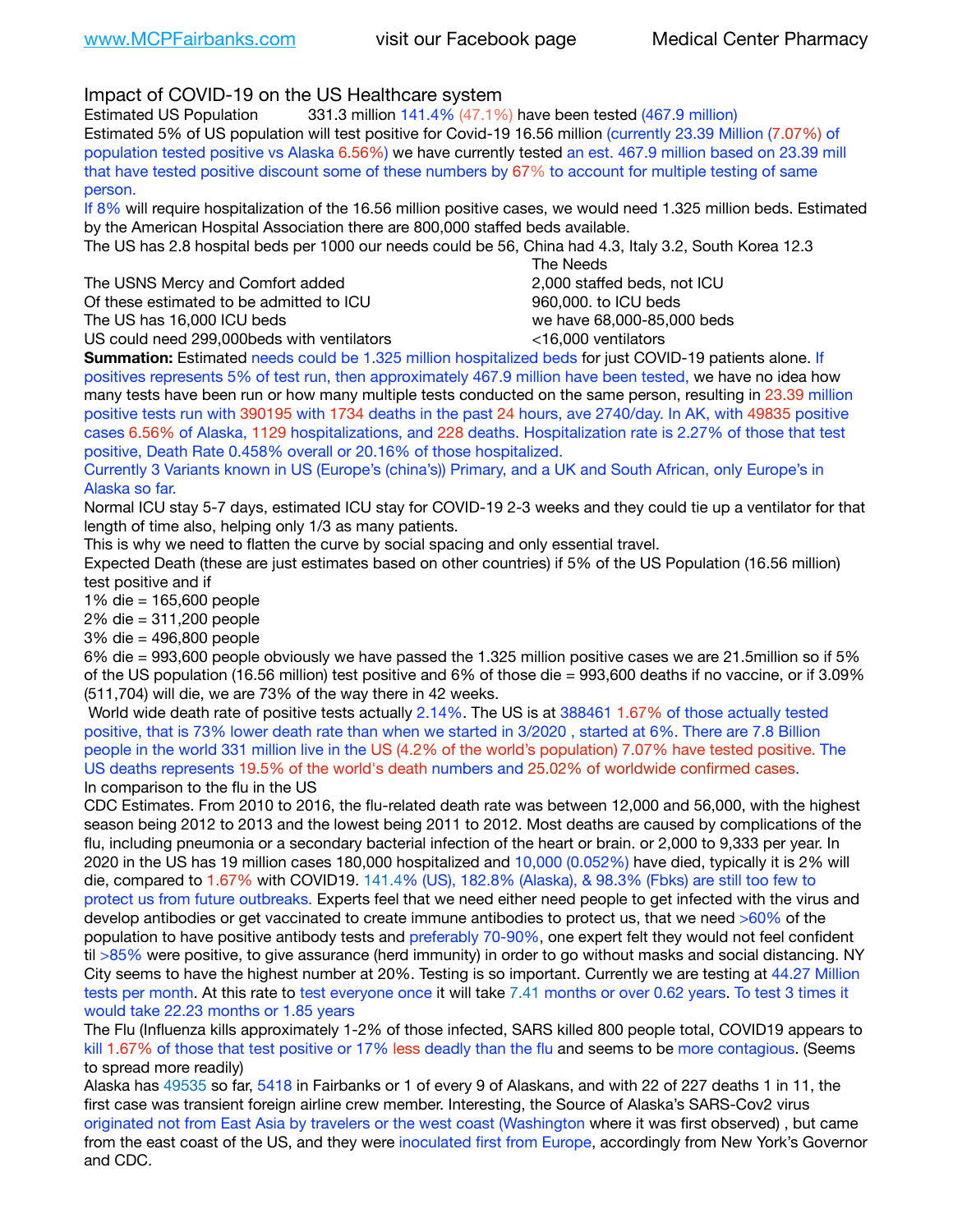Impact of COVID-19 on the US Healthcare system

Estimated US Population 331.3 million 141.4% (47.1%) have been tested (467.9 million)
Estimated 5% of US population will test positive for Covid-19 16.56 million (currently 23.39 Million (7.07%) of population tested positive vs Alaska 6.56%) we have currently tested an est. 467.9 million based on 23.39 mill that have tested positive discount some of these numbers by 67% to account for multiple testing of same person.
If 8% will require hospitalization of the 16.56 million positive cases, we would need 1.325 million beds. Estimated by the American Hospital Association there are 800,000 staffed beds available.
The US has 2.8 hospital beds per 1000 our needs could be 56, China had 4.3, Italy 3.2, South Korea 12.3

| | The Needs |
|---|---|
| The USNS Mercy and Comfort added | 2,000 staffed beds, not ICU |
| Of these estimated to be admitted to ICU | 960,000. to ICU beds |
| The US has 16,000 ICU beds | we have 68,000-85,000 beds |
| US could need 299,000beds with ventilators | <16,000 ventilators |

**Summation:** Estimated needs could be 1.325 million hospitalized beds for just COVID-19 patients alone. If positives represents 5% of test run, then approximately 467.9 million have been tested, we have no idea how many tests have been run or how many multiple tests conducted on the same person, resulting in 23.39 million positive tests run with 390195 with 1734 deaths in the past 24 hours, ave 2740/day. In AK, with 49835 positive cases 6.56% of Alaska, 1129 hospitalizations, and 228 deaths. Hospitalization rate is 2.27% of those that test positive, Death Rate 0.458% overall or 20.16% of those hospitalized.
Currently 3 Variants known in US (Europe's (china's)) Primary, and a UK and South African, only Europe's in Alaska so far.
Normal ICU stay 5-7 days, estimated ICU stay for COVID-19 2-3 weeks and they could tie up a ventilator for that length of time also, helping only 1/3 as many patients.
This is why we need to flatten the curve by social spacing and only essential travel.
Expected Death (these are just estimates based on other countries) if 5% of the US Population (16.56 million) test positive and if
1% die = 165,600 people
2% die = 311,200 people
3% die = 496,800 people
6% die = 993,600 people obviously we have passed the 1.325 million positive cases we are 21.5million so if 5% of the US population (16.56 million) test positive and 6% of those die = 993,600 deaths if no vaccine, or if 3.09% (511,704) will die, we are 73% of the way there in 42 weeks.
World wide death rate of positive tests actually 2.14%. The US is at 388461 1.67% of those actually tested positive, that is 73% lower death rate than when we started in 3/2020 , started at 6%. There are 7.8 Billion people in the world 331 million live in the US (4.2% of the world's population) 7.07% have tested positive. The US deaths represents 19.5% of the world's death numbers and 25.02% of worldwide confirmed cases.
In comparison to the flu in the US
CDC Estimates. From 2010 to 2016, the flu-related death rate was between 12,000 and 56,000, with the highest season being 2012 to 2013 and the lowest being 2011 to 2012. Most deaths are caused by complications of the flu, including pneumonia or a secondary bacterial infection of the heart or brain. or 2,000 to 9,333 per year. In 2020 in the US has 19 million cases 180,000 hospitalized and 10,000 (0.052%) have died, typically it is 2% will die, compared to 1.67% with COVID19. 141.4% (US), 182.8% (Alaska), & 98.3% (Fbks) are still too few to protect us from future outbreaks. Experts feel that we need either need people to get infected with the virus and develop antibodies or get vaccinated to create immune antibodies to protect us, that we need >60% of the population to have positive antibody tests and preferably 70-90%, one expert felt they would not feel confident til >85% were positive, to give assurance (herd immunity) in order to go without masks and social distancing. NY City seems to have the highest number at 20%. Testing is so important. Currently we are testing at 44.27 Million tests per month. At this rate to test everyone once it will take 7.41 months or over 0.62 years. To test 3 times it would take 22.23 months or 1.85 years
The Flu (Influenza kills approximately 1-2% of those infected, SARS killed 800 people total, COVID19 appears to kill 1.67% of those that test positive or 17% less deadly than the flu and seems to be more contagious. (Seems to spread more readily)
Alaska has 49535 so far, 5418 in Fairbanks or 1 of every 9 of Alaskans, and with 22 of 227 deaths 1 in 11, the first case was transient foreign airline crew member. Interesting, the Source of Alaska's SARS-Cov2 virus originated not from East Asia by travelers or the west coast (Washington where it was first observed) , but came from the east coast of the US, and they were inoculated first from Europe, accordingly from New York's Governor and CDC.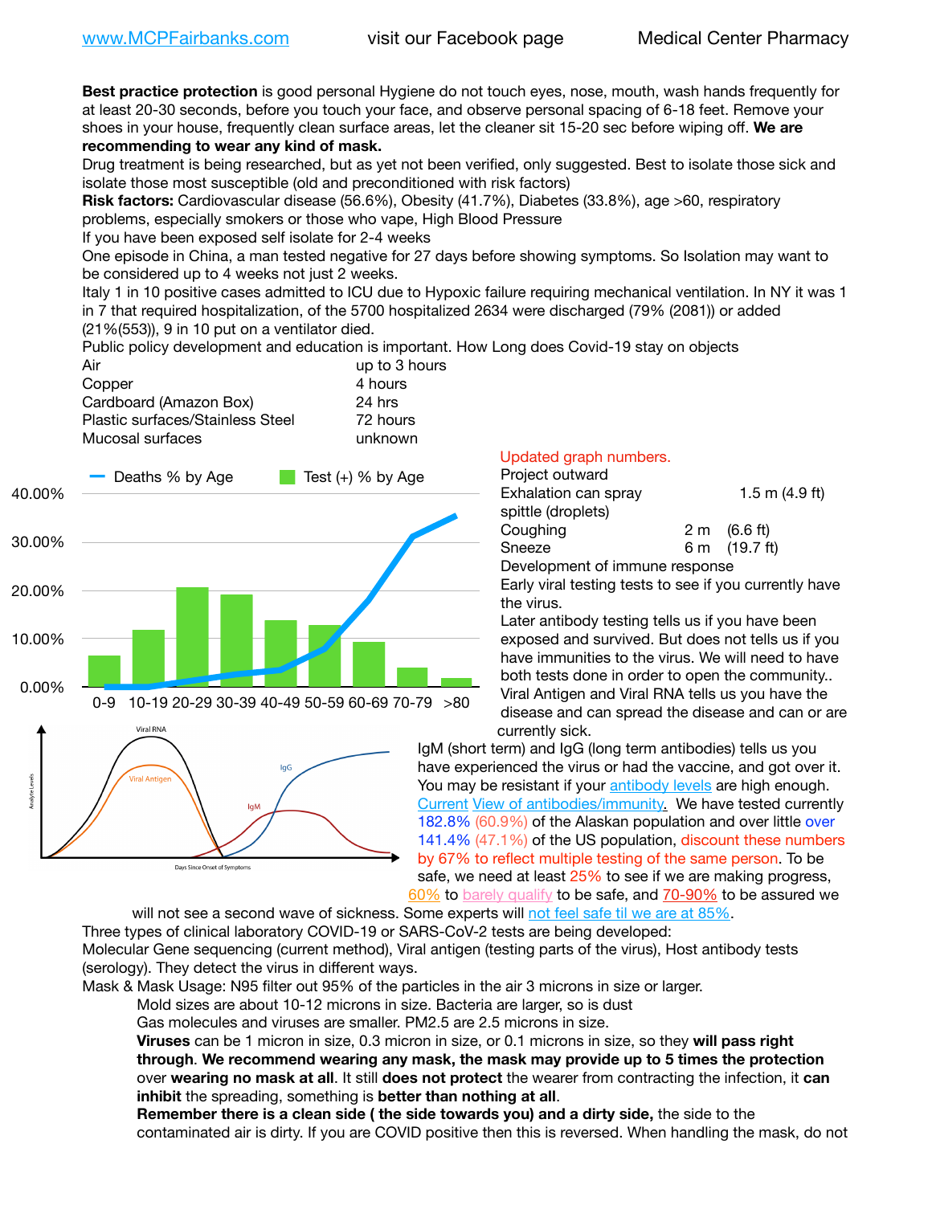www.MCPFairbanks.com visit our Facebook page Medical Center Pharmacy

**Best practice protection** is good personal Hygiene do not touch eyes, nose, mouth, wash hands frequently for at least 20-30 seconds, before you touch your face, and observe personal spacing of 6-18 feet. Remove your shoes in your house, frequently clean surface areas, let the cleaner sit 15-20 sec before wiping off. **We are recommending to wear any kind of mask.**

Drug treatment is being researched, but as yet not been verified, only suggested. Best to isolate those sick and isolate those most susceptible (old and preconditioned with risk factors)

**Risk factors:** Cardiovascular disease (56.6%), Obesity (41.7%), Diabetes (33.8%), age >60, respiratory problems, especially smokers or those who vape, High Blood Pressure

If you have been exposed self isolate for 2-4 weeks

One episode in China, a man tested negative for 27 days before showing symptoms. So Isolation may want to be considered up to 4 weeks not just 2 weeks.

Italy 1 in 10 positive cases admitted to ICU due to Hypoxic failure requiring mechanical ventilation. In NY it was 1 in 7 that required hospitalization, of the 5700 hospitalized 2634 were discharged (79% (2081)) or added (21%(553)), 9 in 10 put on a ventilator died.

Public policy development and education is important. How Long does Covid-19 stay on objects

| | |
|---|---|
| Air | up to 3 hours |
| Copper | 4 hours |
| Cardboard (Amazon Box) | 24 hrs |
| Plastic surfaces/Stainless Steel | 72 hours |
| Mucosal surfaces | unknown |

Updated graph numbers.

Project outward

| | | |
|---|---|---|
| Exhalation can spray spittle (droplets) | 1.5 m | (4.9 ft) |
| Coughing | 2 m | (6.6 ft) |
| Sneeze | 6 m | (19.7 ft) |

Development of immune response

Early viral testing tests to see if you currently have the virus.

Later antibody testing tells us if you have been exposed and survived. But does not tells us if you have immunities to the virus. We will need to have both tests done in order to open the community..

Viral Antigen and Viral RNA tells us you have the disease and can spread the disease and can or are currently sick.

IgM (short term) and IgG (long term antibodies) tells us you have experienced the virus or had the vaccine, and got over it. You may be resistant if your antibody levels are high enough. Current View of antibodies/immunity. We have tested currently 182.8% (60.9%) of the Alaskan population and over little over 141.4% (47.1%) of the US population, discount these numbers by 67% to reflect multiple testing of the same person. To be safe, we need at least 25% to see if we are making progress, 60% to barely qualify to be safe, and 70-90% to be assured we will not see a second wave of sickness. Some experts will not feel safe til we are at 85%.

Three types of clinical laboratory COVID-19 or SARS-CoV-2 tests are being developed:

Molecular Gene sequencing (current method), Viral antigen (testing parts of the virus), Host antibody tests (serology). They detect the virus in different ways.

Mask & Mask Usage: N95 filter out 95% of the particles in the air 3 microns in size or larger.

Mold sizes are about 10-12 microns in size. Bacteria are larger, so is dust

Gas molecules and viruses are smaller. PM2.5 are 2.5 microns in size.

**Viruses** can be 1 micron in size, 0.3 micron in size, or 0.1 microns in size, so they **will pass right through**. **We recommend wearing any mask, the mask may provide up to 5 times the protection** over **wearing no mask at all**. It still **does not protect** the wearer from contracting the infection, it **can inhibit** the spreading, something is **better than nothing at all**.

**Remember there is a clean side ( the side towards you) and a dirty side,** the side to the contaminated air is dirty. If you are COVID positive then this is reversed. When handling the mask, do not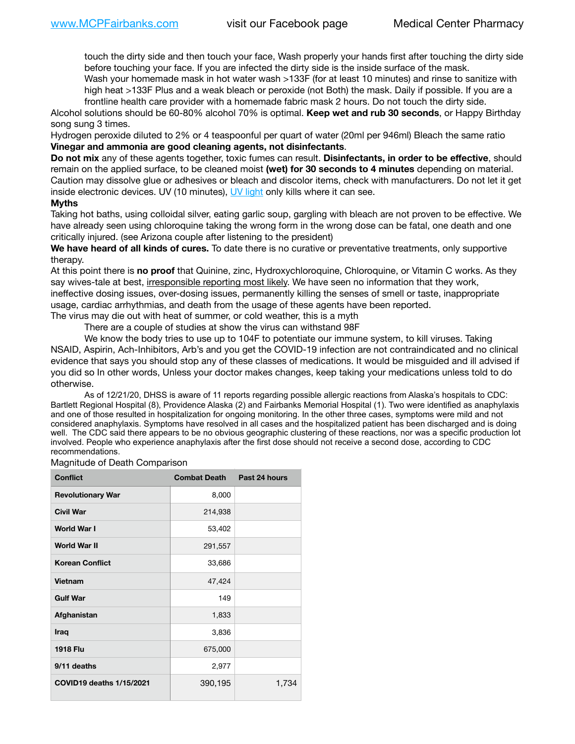touch the dirty side and then touch your face, Wash properly your hands first after touching the dirty side before touching your face. If you are infected the dirty side is the inside surface of the mask.

Wash your homemade mask in hot water wash >133F (for at least 10 minutes) and rinse to sanitize with high heat >133F Plus and a weak bleach or peroxide (not Both) the mask. Daily if possible. If you are a frontline health care provider with a homemade fabric mask 2 hours. Do not touch the dirty side.

Alcohol solutions should be 60-80% alcohol 70% is optimal. **Keep wet and rub 30 seconds**, or Happy Birthday song sung 3 times.

Hydrogen peroxide diluted to 2% or 4 teaspoonful per quart of water (20ml per 946ml) Bleach the same ratio **Vinegar and ammonia are good cleaning agents, not disinfectants**.

**Do not mix** any of these agents together, toxic fumes can result. **Disinfectants, in order to be effective**, should remain on the applied surface, to be cleaned moist **(wet) for 30 seconds to 4 minutes** depending on material. Caution may dissolve glue or adhesives or bleach and discolor items, check with manufacturers. Do not let it get inside electronic devices. UV (10 minutes), UV light only kills where it can see.

**Myths**

Taking hot baths, using colloidal silver, eating garlic soup, gargling with bleach are not proven to be effective. We have already seen using chloroquine taking the wrong form in the wrong dose can be fatal, one death and one critically injured. (see Arizona couple after listening to the president)

**We have heard of all kinds of cures.** To date there is no curative or preventative treatments, only supportive therapy.

At this point there is **no proof** that Quinine, zinc, Hydroxychloroquine, Chloroquine, or Vitamin C works. As they say wives-tale at best, irresponsible reporting most likely. We have seen no information that they work, ineffective dosing issues, over-dosing issues, permanently killing the senses of smell or taste, inappropriate usage, cardiac arrhythmias, and death from the usage of these agents have been reported.

The virus may die out with heat of summer, or cold weather, this is a myth

There are a couple of studies at show the virus can withstand 98F

We know the body tries to use up to 104F to potentiate our immune system, to kill viruses. Taking NSAID, Aspirin, Ach-Inhibitors, Arb's and you get the COVID-19 infection are not contraindicated and no clinical evidence that says you should stop any of these classes of medications. It would be misguided and ill advised if you did so In other words, Unless your doctor makes changes, keep taking your medications unless told to do otherwise.

As of 12/21/20, DHSS is aware of 11 reports regarding possible allergic reactions from Alaska's hospitals to CDC: Bartlett Regional Hospital (8), Providence Alaska (2) and Fairbanks Memorial Hospital (1). Two were identified as anaphylaxis and one of those resulted in hospitalization for ongoing monitoring. In the other three cases, symptoms were mild and not considered anaphylaxis. Symptoms have resolved in all cases and the hospitalized patient has been discharged and is doing well. The CDC said there appears to be no obvious geographic clustering of these reactions, nor was a specific production lot involved. People who experience anaphylaxis after the first dose should not receive a second dose, according to CDC recommendations.

Magnitude of Death Comparison

| Conflict | Combat Death | Past 24 hours |
|---|---|---|
| Revolutionary War | 8,000 | |
| Civil War | 214,938 | |
| World War I | 53,402 | |
| World War II | 291,557 | |
| Korean Conflict | 33,686 | |
| Vietnam | 47,424 | |
| Gulf War | 149 | |
| Afghanistan | 1,833 | |
| Iraq | 3,836 | |
| 1918 Flu | 675,000 | |
| 9/11 deaths | 2,977 | |
| COVID19 deaths 1/15/2021 | 390,195 | 1,734 |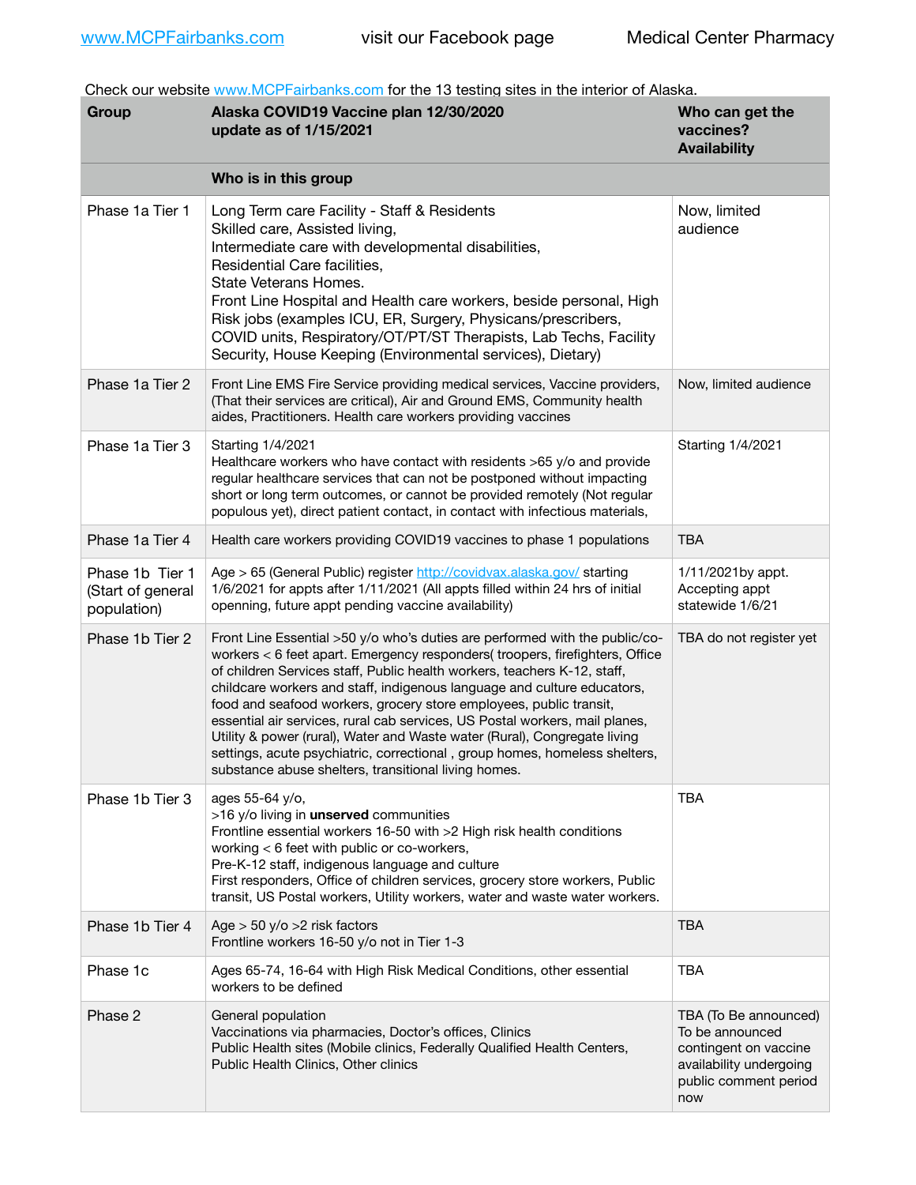[www.MCPFairbanks.com](http://www.MCPFairbanks.com) visit our Facebook page Medical Center Pharmacy

Check our website [www.MCPFairbanks.com](http://www.MCPFairbanks.com) for the 13 testing sites in the interior of Alaska.

| Group | Alaska COVID19 Vaccine plan 12/30/2020 update as of 1/15/2021 | Who can get the vaccines? Availability |
|---|---|---|
| | **Who is in this group** | |
| Phase 1a Tier 1 | Long Term care Facility - Staff & Residents<br>Skilled care, Assisted living,<br>Intermediate care with developmental disabilities,<br>Residential Care facilities,<br>State Veterans Homes.<br>Front Line Hospital and Health care workers, beside personal, High Risk jobs (examples ICU, ER, Surgery, Physcans/prescribers, COVID units, Respiratory/OT/PT/ST Therapists, Lab Techs, Facility Security, House Keeping (Environmental services), Dietary) | Now, limited audience |
| Phase 1a Tier 2 | Front Line EMS Fire Service providing medical services, Vaccine providers, (That their services are critical), Air and Ground EMS, Community health aides, Practitioners. Health care workers providing vaccines | Now, limited audience |
| Phase 1a Tier 3 | Starting 1/4/2021<br>Healthcare workers who have contact with residents >65 y/o and provide regular healthcare services that can not be postponed without impacting short or long term outcomes, or cannot be provided remotely (Not regular populous yet), direct patient contact, in contact with infectious materials, | Starting 1/4/2021 |
| Phase 1a Tier 4 | Health care workers providing COVID19 vaccines to phase 1 populations | TBA |
| Phase 1b Tier 1 (Start of general population) | Age > 65 (General Public) register [http://covidvax.alaska.gov/](http://covidvax.alaska.gov/) starting 1/6/2021 for appts after 1/11/2021 (All appts filled within 24 hrs of initial openning, future appt pending vaccine availability) | 1/11/2021by appt. Accepting appt statewide 1/6/21 |
| Phase 1b Tier 2 | Front Line Essential >50 y/o who's duties are performed with the public/co-workers < 6 feet apart. Emergency responders( troopers, firefighters, Office of children Services staff, Public health workers, teachers K-12, staff, childcare workers and staff, indigenous language and culture educators, food and seafood workers, grocery store employees, public transit, essential air services, rural cab services, US Postal workers, mail planes, Utility & power (rural), Water and Waste water (Rural), Congregate living settings, acute psychiatric, correctional , group homes, homeless shelters, substance abuse shelters, transitional living homes. | TBA do not register yet |
| Phase 1b Tier 3 | ages 55-64 y/o,<br>>16 y/o living in **unserved** communities<br>Frontline essential workers 16-50 with >2 High risk health conditions working < 6 feet with public or co-workers,<br>Pre-K-12 staff, indigenous language and culture<br>First responders, Office of children services, grocery store workers, Public transit, US Postal workers, Utility workers, water and waste water workers. | TBA |
| Phase 1b Tier 4 | Age > 50 y/o >2 risk factors<br>Frontline workers 16-50 y/o not in Tier 1-3 | TBA |
| Phase 1c | Ages 65-74, 16-64 with High Risk Medical Conditions, other essential workers to be defined | TBA |
| Phase 2 | General population<br>Vaccinations via pharmacies, Doctor's offices, Clinics<br>Public Health sites (Mobile clinics, Federally Qualified Health Centers, Public Health Clinics, Other clinics | TBA (To Be announced) To be announced contingent on vaccine availability undergoing public comment period now |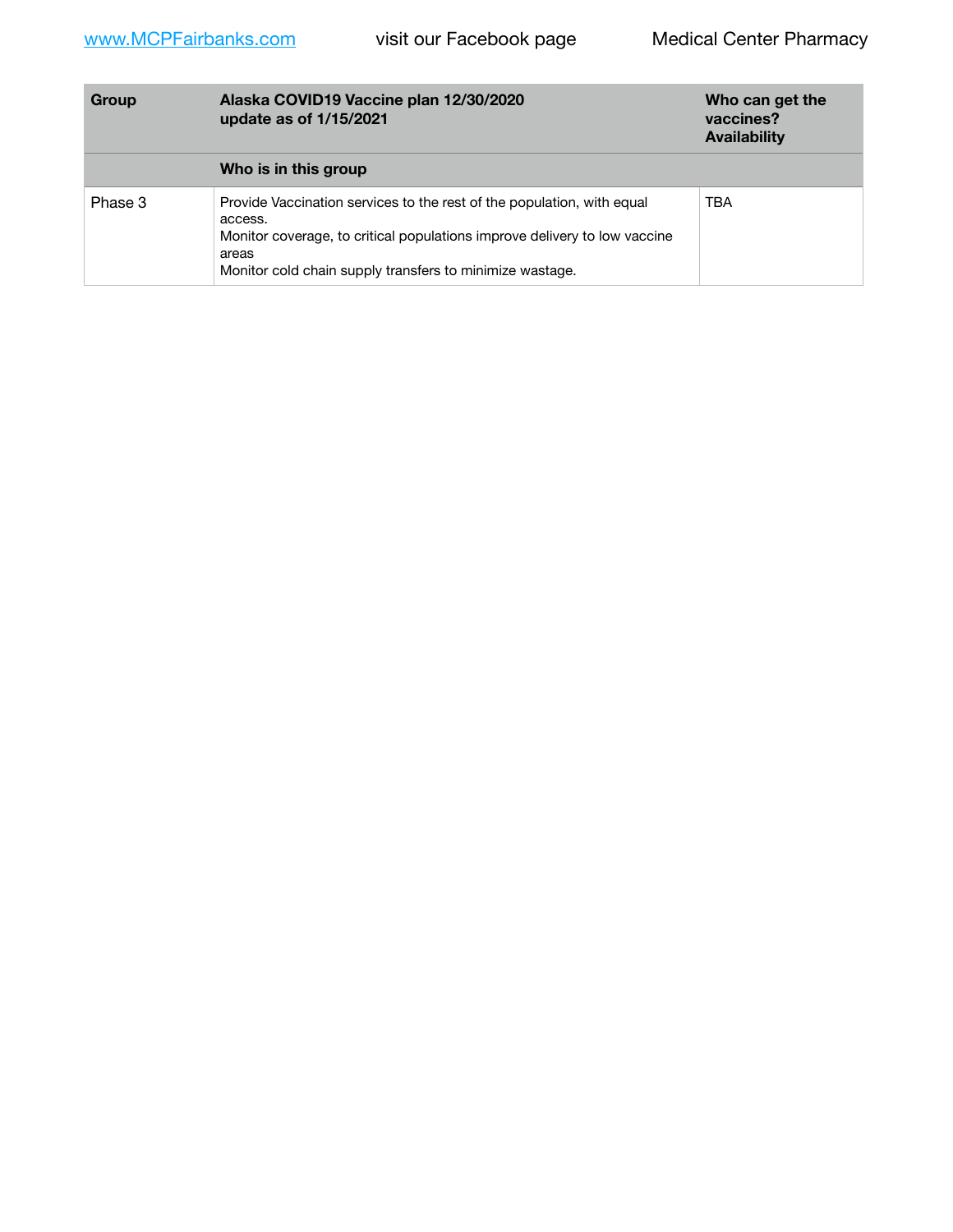| Group | Alaska COVID19 Vaccine plan 12/30/2020 update as of 1/15/2021 | Who can get the vaccines? Availability |
|---|---|---|
| | **Who is in this group** | |
| Phase 3 | Provide Vaccination services to the rest of the population, with equal access. Monitor coverage, to critical populations improve delivery to low vaccine areas Monitor cold chain supply transfers to minimize wastage. | TBA |